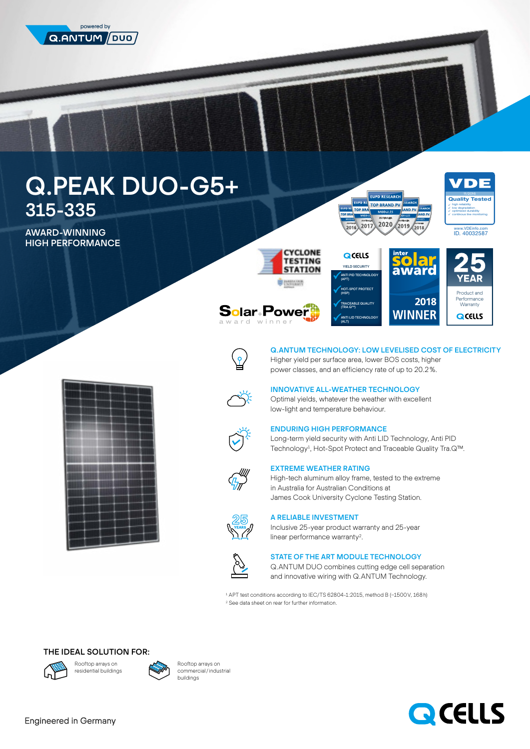powered by Q.ANTUM DUO

# Q.PEAK DUO-G5+

## 315-335

AWARD-WINNING
HIGH PERFORMANCE

### Q.ANTUM TECHNOLOGY: LOW LEVELISED COST OF ELECTRICITY

Higher yield per surface area, lower BOS costs, higher power classes, and an efficiency rate of up to 20.2%.

### INNOVATIVE ALL-WEATHER TECHNOLOGY

Optimal yields, whatever the weather with excellent low-light and temperature behaviour.

### ENDURING HIGH PERFORMANCE

Long-term yield security with Anti LID Technology, Anti PID Technology[1], Hot-Spot Protect and Traceable Quality Tra.Q™.

### EXTREME WEATHER RATING

High-tech aluminum alloy frame, tested to the extreme in Australia for Australian Conditions at James Cook University Cyclone Testing Station.

### A RELIABLE INVESTMENT

Inclusive 25-year product warranty and 25-year linear performance warranty[2].

### STATE OF THE ART MODULE TECHNOLOGY

Q.ANTUM DUO combines cutting edge cell separation and innovative wiring with Q.ANTUM Technology.

[1] APT test conditions according to IEC/TS 62804-1:2015, method B (−1500V, 168h)
[2] See data sheet on rear for further information.

## THE IDEAL SOLUTION FOR:

- Rooftop arrays on residential buildings
- Rooftop arrays on commercial/industrial buildings

Engineered in Germany

Q CELLS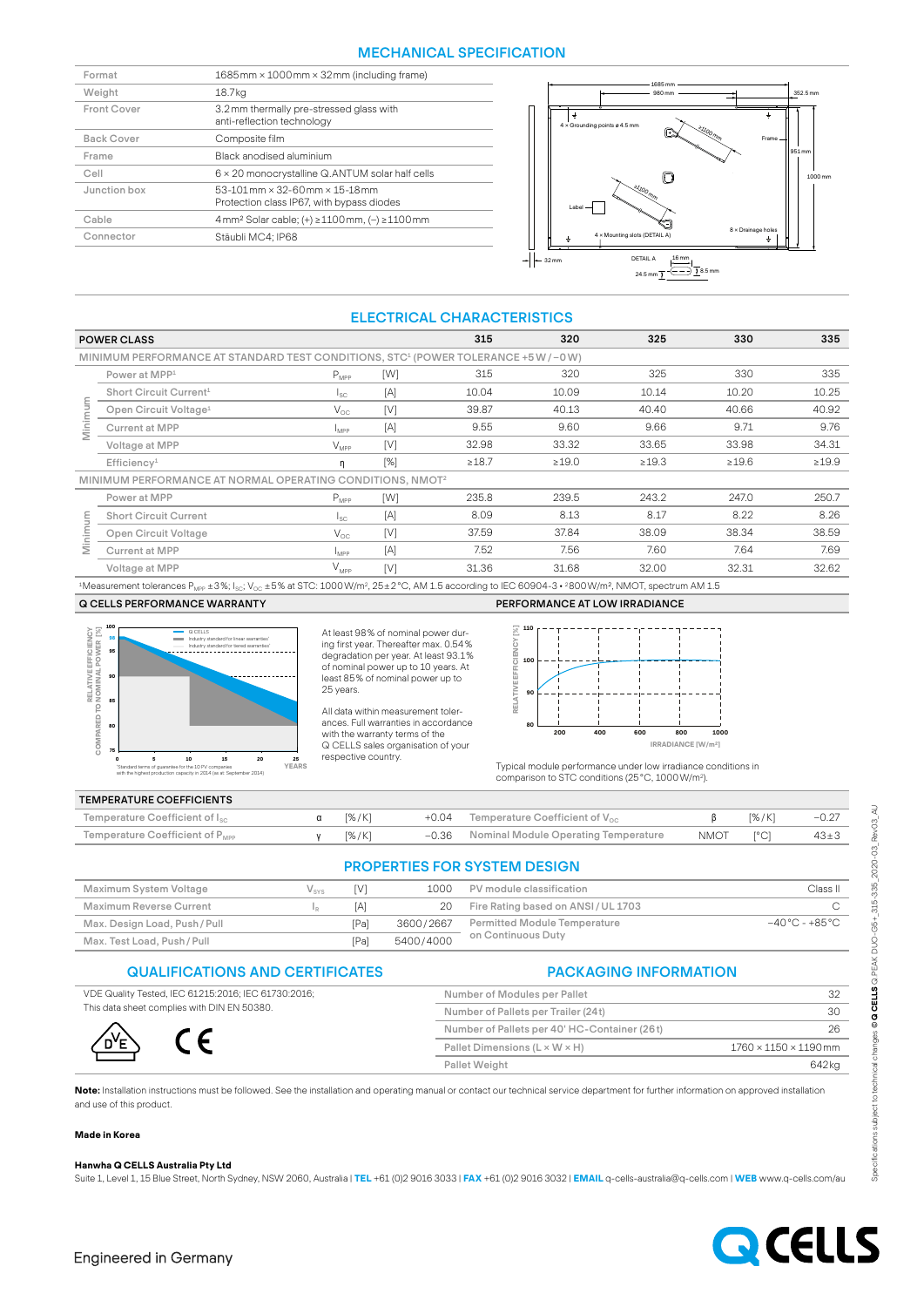## MECHANICAL SPECIFICATION

| | |
|---|---|
| Format | 1685 mm × 1000 mm × 32 mm (including frame) |
| Weight | 18.7 kg |
| Front Cover | 3.2 mm thermally pre-stressed glass with anti-reflection technology |
| Back Cover | Composite film |
| Frame | Black anodised aluminium |
| Cell | 6 × 20 monocrystalline Q.ANTUM solar half cells |
| Junction box | 53-101 mm × 32-60 mm × 15-18 mm Protection class IP67, with bypass diodes |
| Cable | 4 mm² Solar cable; (+) ≥1100 mm, (−) ≥1100 mm |
| Connector | Stäubli MC4; IP68 |

1685 mm
980 mm
352.5 mm
4 × Grounding points ø 4.5 mm
≥1100 mm
Frame
951 mm
1000 mm
≥1100 mm
Label
4 × Mounting slots (DETAIL A)
8 × Drainage holes
32 mm
DETAIL A
16 mm
24.5 mm
8.5 mm

## ELECTRICAL CHARACTERISTICS

| POWER CLASS | | | | 315 | 320 | 325 | 330 | 335 |
|---|---|---|---|---|---|---|---|---|
| **MINIMUM PERFORMANCE AT STANDARD TEST CONDITIONS, STC[1] (POWER TOLERANCE +5 W / −0 W)** | | | | | | | | |
| Minimum | Power at MPP[1] | $P_{MPP}$ | [W] | 315 | 320 | 325 | 330 | 335 |
| | Short Circuit Current[1] | $I_{SC}$ | [A] | 10.04 | 10.09 | 10.14 | 10.20 | 10.25 |
| | Open Circuit Voltage[1] | $V_{OC}$ | [V] | 39.87 | 40.13 | 40.40 | 40.66 | 40.92 |
| | Current at MPP | $I_{MPP}$ | [A] | 9.55 | 9.60 | 9.66 | 9.71 | 9.76 |
| | Voltage at MPP | $V_{MPP}$ | [V] | 32.98 | 33.32 | 33.65 | 33.98 | 34.31 |
| | Efficiency[1] | η | [%] | ≥18.7 | ≥19.0 | ≥19.3 | ≥19.6 | ≥19.9 |
| **MINIMUM PERFORMANCE AT NORMAL OPERATING CONDITIONS, NMOT[2]** | | | | | | | | |
| Minimum | Power at MPP | $P_{MPP}$ | [W] | 235.8 | 239.5 | 243.2 | 247.0 | 250.7 |
| | Short Circuit Current | $I_{SC}$ | [A] | 8.09 | 8.13 | 8.17 | 8.22 | 8.26 |
| | Open Circuit Voltage | $V_{OC}$ | [V] | 37.59 | 37.84 | 38.09 | 38.34 | 38.59 |
| | Current at MPP | $I_{MPP}$ | [A] | 7.52 | 7.56 | 7.60 | 7.64 | 7.69 |
| | Voltage at MPP | $V_{MPP}$ | [V] | 31.36 | 31.68 | 32.00 | 32.31 | 32.62 |

[1]Measurement tolerances $P_{MPP}$ ±3%; $I_{SC}$; $V_{OC}$ ±5% at STC: 1000 W/m², 25±2 °C, AM 1.5 according to IEC 60904-3 • [2]800 W/m², NMOT, spectrum AM 1.5

### Q CELLS PERFORMANCE WARRANTY

RELATIVE EFFICIENCY COMPARED TO NOMINAL POWER [%]
100
95
90
85
80
75
0 5 10 15 20 25
YEARS
Q CELLS
Industry standard for linear warranties*
Industry standard for tiered warranties*
*Standard terms of guarantee for the 10 PV companies with the highest production capacity in 2014 (as at: September 2014)

At least 98% of nominal power during first year. Thereafter max. 0.54% degradation per year. At least 93.1% of nominal power up to 10 years. At least 85% of nominal power up to 25 years.

All data within measurement tolerances. Full warranties in accordance with the warranty terms of the Q CELLS sales organisation of your respective country.

### PERFORMANCE AT LOW IRRADIANCE

RELATIVE EFFICIENCY [%]
110
100
90
80
200 400 600 800 1000
IRRADIANCE [W/m²]

Typical module performance under low irradiance conditions in comparison to STC conditions (25 °C, 1000 W/m²).

### TEMPERATURE COEFFICIENTS

| | | | | | | | |
|---|---|---|---|---|---|---|---|
| Temperature Coefficient of $I_{SC}$ | α | [%/K] | +0.04 | Temperature Coefficient of $V_{OC}$ | β | [%/K] | −0.27 |
| Temperature Coefficient of $P_{MPP}$ | γ | [%/K] | −0.36 | Nominal Module Operating Temperature | NMOT | [°C] | 43±3 |

## PROPERTIES FOR SYSTEM DESIGN

| | | | | | |
|---|---|---|---|---|---|
| Maximum System Voltage | $V_{SYS}$ | [V] | 1000 | PV module classification | Class II |
| Maximum Reverse Current | $I_R$ | [A] | 20 | Fire Rating based on ANSI / UL 1703 | C |
| Max. Design Load, Push / Pull | | [Pa] | 3600 / 2667 | Permitted Module Temperature on Continuous Duty | −40 °C - +85 °C |
| Max. Test Load, Push / Pull | | [Pa] | 5400 / 4000 | | |

## QUALIFICATIONS AND CERTIFICATES

VDE Quality Tested, IEC 61215:2016; IEC 61730:2016;
This data sheet complies with DIN EN 50380.

## PACKAGING INFORMATION

| | |
|---|---|
| Number of Modules per Pallet | 32 |
| Number of Pallets per Trailer (24t) | 30 |
| Number of Pallets per 40' HC-Container (26t) | 26 |
| Pallet Dimensions (L × W × H) | 1760 × 1150 × 1190 mm |
| Pallet Weight | 642 kg |

**Note:** Installation instructions must be followed. See the installation and operating manual or contact our technical service department for further information on approved installation and use of this product.

**Made in Korea**

**Hanwha Q CELLS Australia Pty Ltd**
Suite 1, Level 1, 15 Blue Street, North Sydney, NSW 2060, Australia | **TEL** +61 (0)2 9016 3033 | **FAX** +61 (0)2 9016 3032 | **EMAIL** q-cells-australia@q-cells.com | **WEB** www.q-cells.com/au

Specifications subject to technical changes © **Q CELLS** Q.PEAK DUO-G5+_315-335_2020-03_Rev03_AU

Engineered in Germany